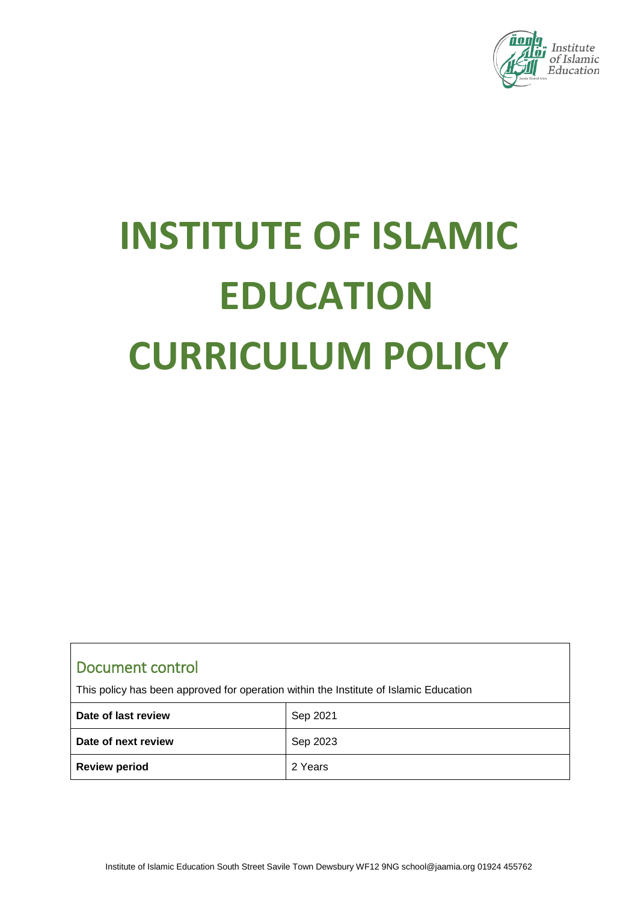# INSTITUTE OF ISLAMIC EDUCATION CURRICULUM POLICY

## Document control

This policy has been approved for operation within the Institute of Islamic Education

| | |
|---|---|
| **Date of last review** | Sep 2021 |
| **Date of next review** | Sep 2023 |
| **Review period** | 2 Years |

Institute of Islamic Education South Street Savile Town Dewsbury WF12 9NG school@jaamia.org 01924 455762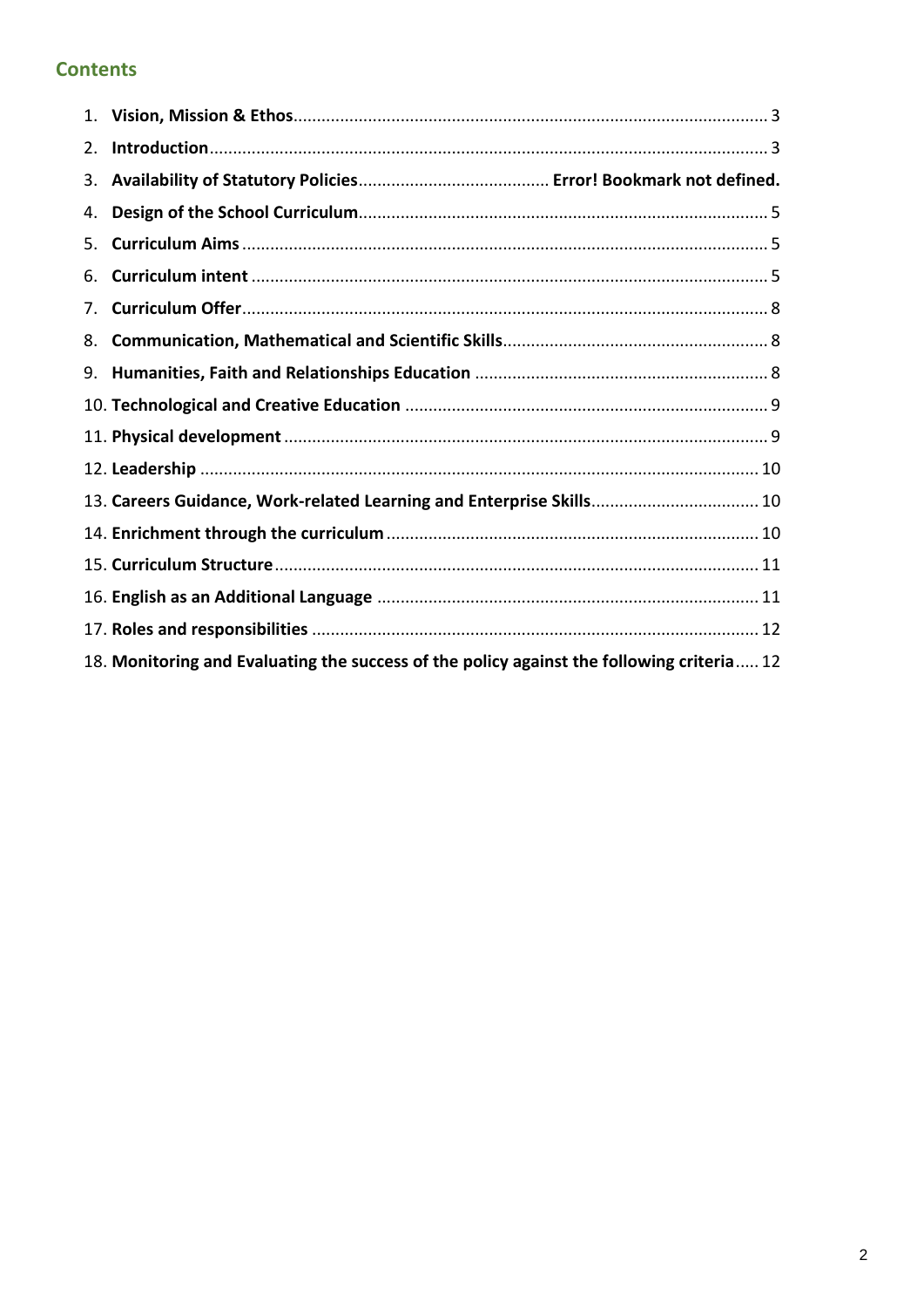## Contents

1. **Vision, Mission & Ethos** ..... 3
2. **Introduction** ..... 3
3. **Availability of Statutory Policies** ..... **Error! Bookmark not defined.**
4. **Design of the School Curriculum** ..... 5
5. **Curriculum Aims** ..... 5
6. **Curriculum intent** ..... 5
7. **Curriculum Offer** ..... 8
8. **Communication, Mathematical and Scientific Skills** ..... 8
9. **Humanities, Faith and Relationships Education** ..... 8
10. **Technological and Creative Education** ..... 9
11. **Physical development** ..... 9
12. **Leadership** ..... 10
13. **Careers Guidance, Work-related Learning and Enterprise Skills** ..... 10
14. **Enrichment through the curriculum** ..... 10
15. **Curriculum Structure** ..... 11
16. **English as an Additional Language** ..... 11
17. **Roles and responsibilities** ..... 12
18. **Monitoring and Evaluating the success of the policy against the following criteria** ..... 12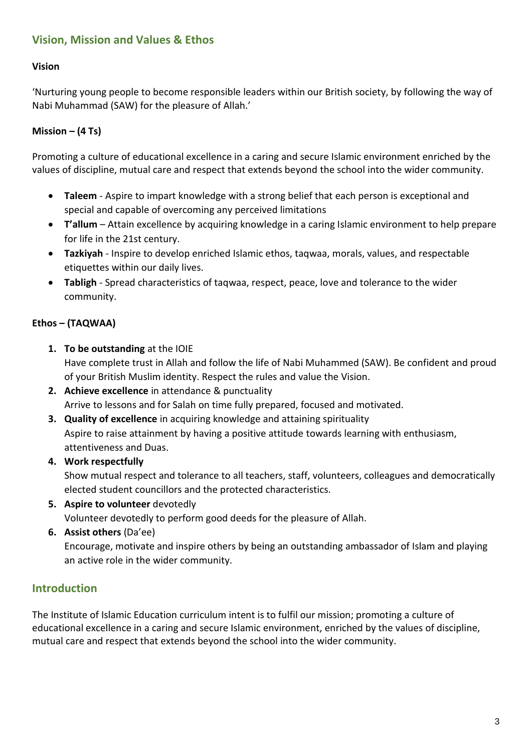## Vision, Mission and Values & Ethos

### Vision

'Nurturing young people to become responsible leaders within our British society, by following the way of Nabi Muhammad (SAW) for the pleasure of Allah.'

### Mission – (4 Ts)

Promoting a culture of educational excellence in a caring and secure Islamic environment enriched by the values of discipline, mutual care and respect that extends beyond the school into the wider community.

- **Taleem** - Aspire to impart knowledge with a strong belief that each person is exceptional and special and capable of overcoming any perceived limitations
- **T'allum** – Attain excellence by acquiring knowledge in a caring Islamic environment to help prepare for life in the 21st century.
- **Tazkiyah** - Inspire to develop enriched Islamic ethos, taqwaa, morals, values, and respectable etiquettes within our daily lives.
- **Tabligh** - Spread characteristics of taqwaa, respect, peace, love and tolerance to the wider community.

### Ethos – (TAQWAA)

1. **To be outstanding** at the IOIE
   Have complete trust in Allah and follow the life of Nabi Muhammed (SAW). Be confident and proud of your British Muslim identity. Respect the rules and value the Vision.
2. **Achieve excellence** in attendance & punctuality
   Arrive to lessons and for Salah on time fully prepared, focused and motivated.
3. **Quality of excellence** in acquiring knowledge and attaining spirituality
   Aspire to raise attainment by having a positive attitude towards learning with enthusiasm, attentiveness and Duas.
4. **Work respectfully**
   Show mutual respect and tolerance to all teachers, staff, volunteers, colleagues and democratically elected student councillors and the protected characteristics.
5. **Aspire to volunteer** devotedly
   Volunteer devotedly to perform good deeds for the pleasure of Allah.
6. **Assist others** (Da'ee)
   Encourage, motivate and inspire others by being an outstanding ambassador of Islam and playing an active role in the wider community.

## Introduction

The Institute of Islamic Education curriculum intent is to fulfil our mission; promoting a culture of educational excellence in a caring and secure Islamic environment, enriched by the values of discipline, mutual care and respect that extends beyond the school into the wider community.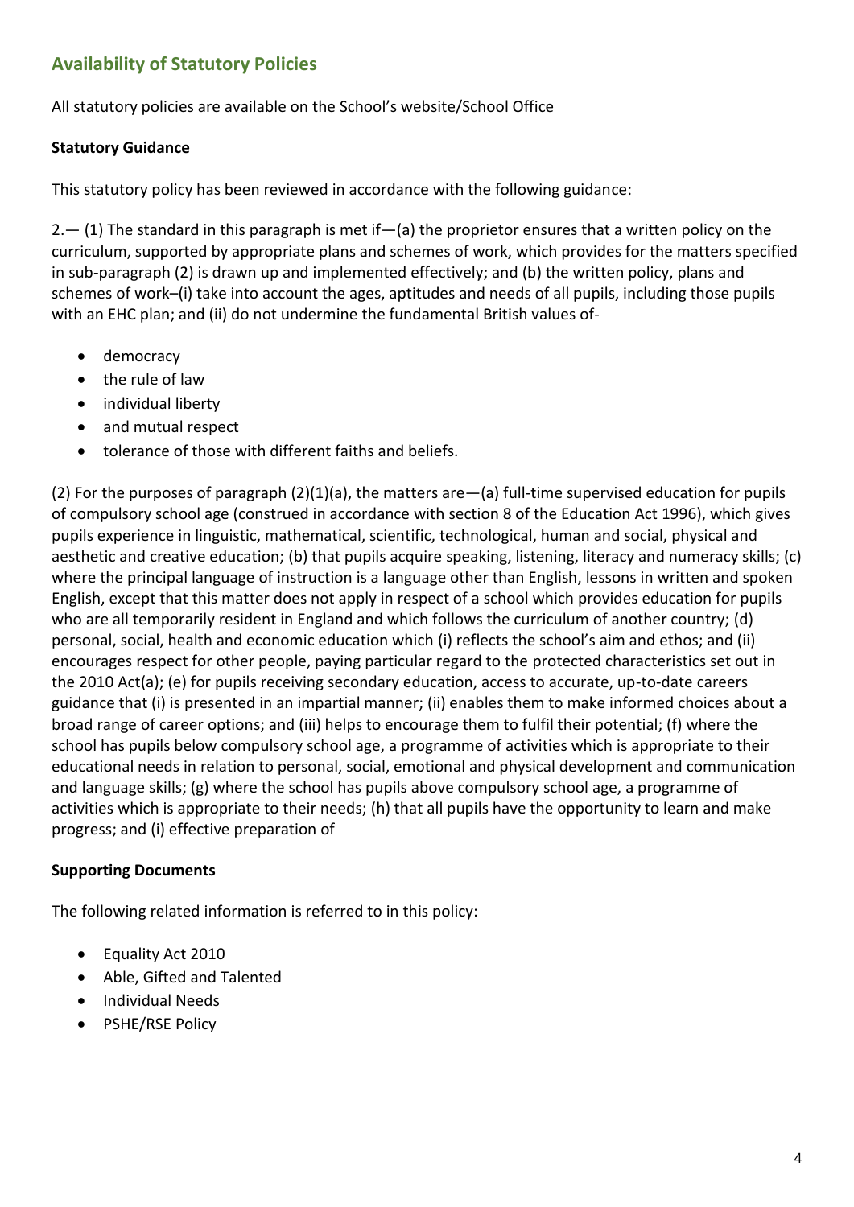## Availability of Statutory Policies

All statutory policies are available on the School's website/School Office

**Statutory Guidance**

This statutory policy has been reviewed in accordance with the following guidance:

2.— (1) The standard in this paragraph is met if—(a) the proprietor ensures that a written policy on the curriculum, supported by appropriate plans and schemes of work, which provides for the matters specified in sub-paragraph (2) is drawn up and implemented effectively; and (b) the written policy, plans and schemes of work–(i) take into account the ages, aptitudes and needs of all pupils, including those pupils with an EHC plan; and (ii) do not undermine the fundamental British values of-

- democracy
- the rule of law
- individual liberty
- and mutual respect
- tolerance of those with different faiths and beliefs.

(2) For the purposes of paragraph (2)(1)(a), the matters are—(a) full-time supervised education for pupils of compulsory school age (construed in accordance with section 8 of the Education Act 1996), which gives pupils experience in linguistic, mathematical, scientific, technological, human and social, physical and aesthetic and creative education; (b) that pupils acquire speaking, listening, literacy and numeracy skills; (c) where the principal language of instruction is a language other than English, lessons in written and spoken English, except that this matter does not apply in respect of a school which provides education for pupils who are all temporarily resident in England and which follows the curriculum of another country; (d) personal, social, health and economic education which (i) reflects the school's aim and ethos; and (ii) encourages respect for other people, paying particular regard to the protected characteristics set out in the 2010 Act(a); (e) for pupils receiving secondary education, access to accurate, up-to-date careers guidance that (i) is presented in an impartial manner; (ii) enables them to make informed choices about a broad range of career options; and (iii) helps to encourage them to fulfil their potential; (f) where the school has pupils below compulsory school age, a programme of activities which is appropriate to their educational needs in relation to personal, social, emotional and physical development and communication and language skills; (g) where the school has pupils above compulsory school age, a programme of activities which is appropriate to their needs; (h) that all pupils have the opportunity to learn and make progress; and (i) effective preparation of

**Supporting Documents**

The following related information is referred to in this policy:

- Equality Act 2010
- Able, Gifted and Talented
- Individual Needs
- PSHE/RSE Policy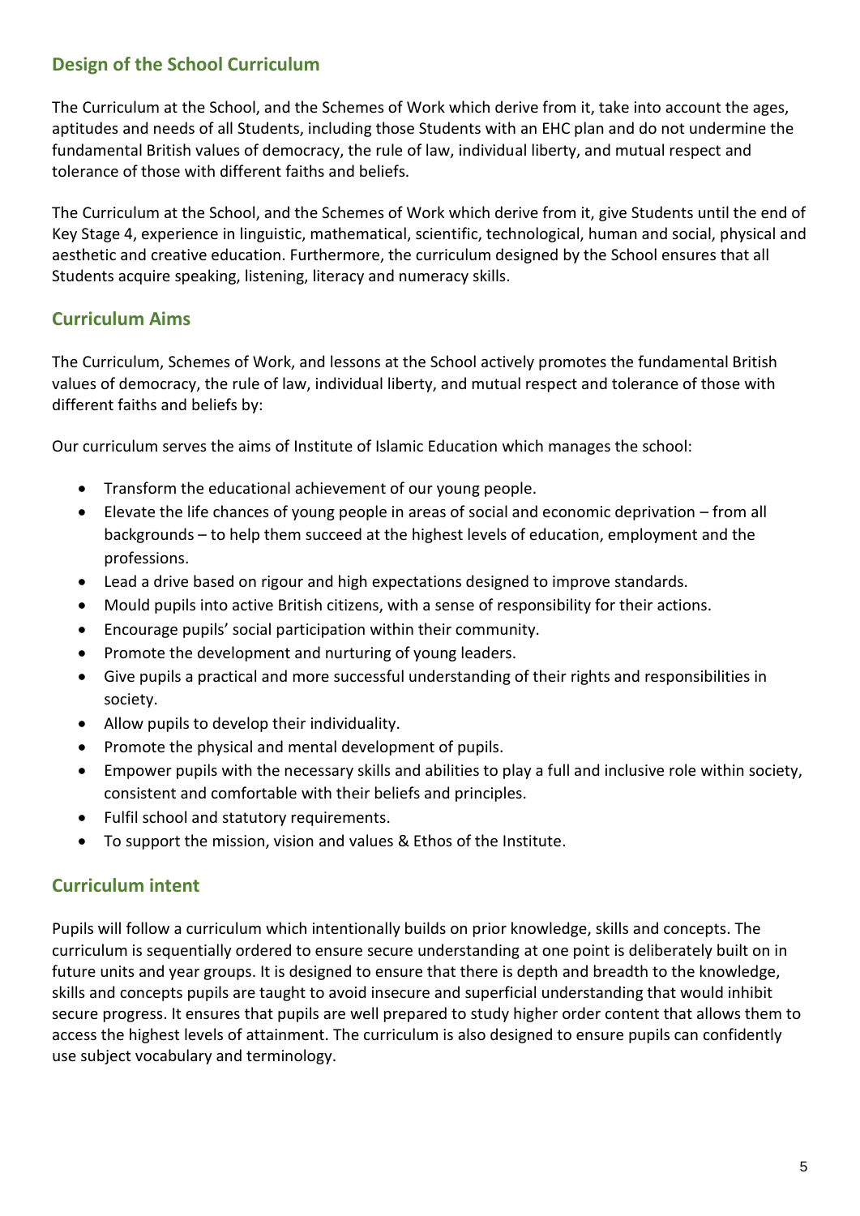## Design of the School Curriculum

The Curriculum at the School, and the Schemes of Work which derive from it, take into account the ages, aptitudes and needs of all Students, including those Students with an EHC plan and do not undermine the fundamental British values of democracy, the rule of law, individual liberty, and mutual respect and tolerance of those with different faiths and beliefs.

The Curriculum at the School, and the Schemes of Work which derive from it, give Students until the end of Key Stage 4, experience in linguistic, mathematical, scientific, technological, human and social, physical and aesthetic and creative education. Furthermore, the curriculum designed by the School ensures that all Students acquire speaking, listening, literacy and numeracy skills.

## Curriculum Aims

The Curriculum, Schemes of Work, and lessons at the School actively promotes the fundamental British values of democracy, the rule of law, individual liberty, and mutual respect and tolerance of those with different faiths and beliefs by:

Our curriculum serves the aims of Institute of Islamic Education which manages the school:

- Transform the educational achievement of our young people.
- Elevate the life chances of young people in areas of social and economic deprivation – from all backgrounds – to help them succeed at the highest levels of education, employment and the professions.
- Lead a drive based on rigour and high expectations designed to improve standards.
- Mould pupils into active British citizens, with a sense of responsibility for their actions.
- Encourage pupils' social participation within their community.
- Promote the development and nurturing of young leaders.
- Give pupils a practical and more successful understanding of their rights and responsibilities in society.
- Allow pupils to develop their individuality.
- Promote the physical and mental development of pupils.
- Empower pupils with the necessary skills and abilities to play a full and inclusive role within society, consistent and comfortable with their beliefs and principles.
- Fulfil school and statutory requirements.
- To support the mission, vision and values & Ethos of the Institute.

## Curriculum intent

Pupils will follow a curriculum which intentionally builds on prior knowledge, skills and concepts. The curriculum is sequentially ordered to ensure secure understanding at one point is deliberately built on in future units and year groups. It is designed to ensure that there is depth and breadth to the knowledge, skills and concepts pupils are taught to avoid insecure and superficial understanding that would inhibit secure progress. It ensures that pupils are well prepared to study higher order content that allows them to access the highest levels of attainment. The curriculum is also designed to ensure pupils can confidently use subject vocabulary and terminology.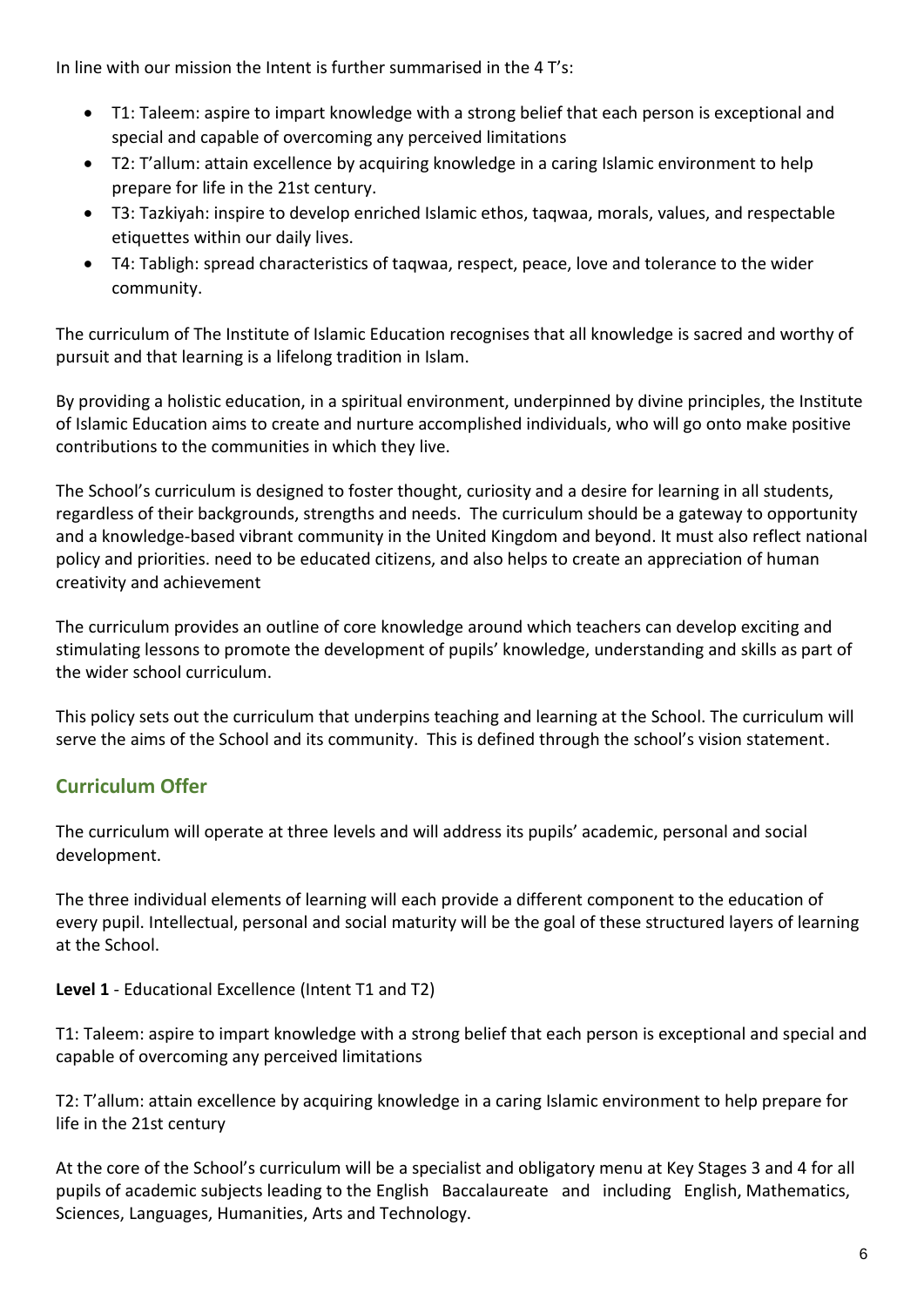In line with our mission the Intent is further summarised in the 4 T's:

- T1: Taleem: aspire to impart knowledge with a strong belief that each person is exceptional and special and capable of overcoming any perceived limitations
- T2: T'allum: attain excellence by acquiring knowledge in a caring Islamic environment to help prepare for life in the 21st century.
- T3: Tazkiyah: inspire to develop enriched Islamic ethos, taqwaa, morals, values, and respectable etiquettes within our daily lives.
- T4: Tabligh: spread characteristics of taqwaa, respect, peace, love and tolerance to the wider community.

The curriculum of The Institute of Islamic Education recognises that all knowledge is sacred and worthy of pursuit and that learning is a lifelong tradition in Islam.

By providing a holistic education, in a spiritual environment, underpinned by divine principles, the Institute of Islamic Education aims to create and nurture accomplished individuals, who will go onto make positive contributions to the communities in which they live.

The School's curriculum is designed to foster thought, curiosity and a desire for learning in all students, regardless of their backgrounds, strengths and needs. The curriculum should be a gateway to opportunity and a knowledge-based vibrant community in the United Kingdom and beyond. It must also reflect national policy and priorities. need to be educated citizens, and also helps to create an appreciation of human creativity and achievement

The curriculum provides an outline of core knowledge around which teachers can develop exciting and stimulating lessons to promote the development of pupils' knowledge, understanding and skills as part of the wider school curriculum.

This policy sets out the curriculum that underpins teaching and learning at the School. The curriculum will serve the aims of the School and its community. This is defined through the school's vision statement.

## Curriculum Offer

The curriculum will operate at three levels and will address its pupils' academic, personal and social development.

The three individual elements of learning will each provide a different component to the education of every pupil. Intellectual, personal and social maturity will be the goal of these structured layers of learning at the School.

**Level 1** - Educational Excellence (Intent T1 and T2)

T1: Taleem: aspire to impart knowledge with a strong belief that each person is exceptional and special and capable of overcoming any perceived limitations

T2: T'allum: attain excellence by acquiring knowledge in a caring Islamic environment to help prepare for life in the 21st century

At the core of the School's curriculum will be a specialist and obligatory menu at Key Stages 3 and 4 for all pupils of academic subjects leading to the English Baccalaureate and including English, Mathematics, Sciences, Languages, Humanities, Arts and Technology.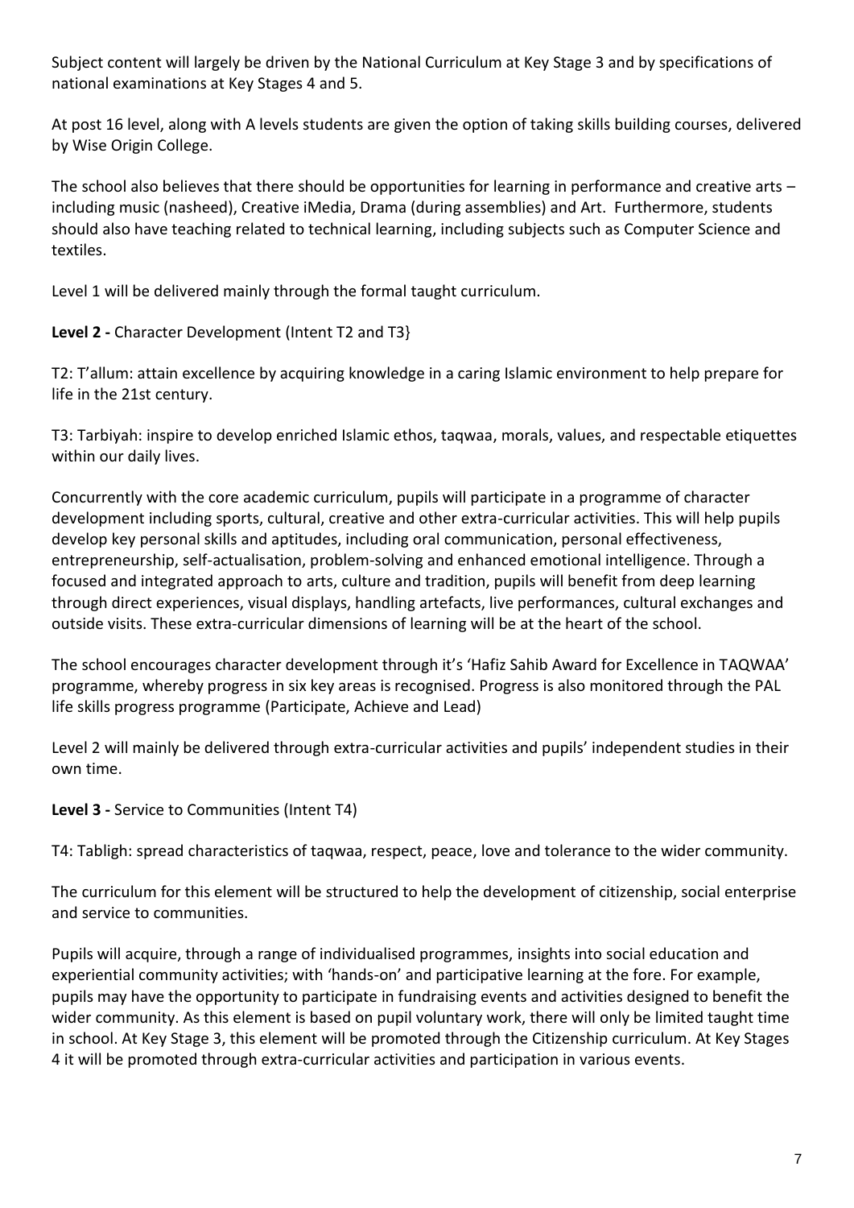Subject content will largely be driven by the National Curriculum at Key Stage 3 and by specifications of national examinations at Key Stages 4 and 5.

At post 16 level, along with A levels students are given the option of taking skills building courses, delivered by Wise Origin College.

The school also believes that there should be opportunities for learning in performance and creative arts – including music (nasheed), Creative iMedia, Drama (during assemblies) and Art. Furthermore, students should also have teaching related to technical learning, including subjects such as Computer Science and textiles.

Level 1 will be delivered mainly through the formal taught curriculum.

**Level 2 -** Character Development (Intent T2 and T3}

T2: T'allum: attain excellence by acquiring knowledge in a caring Islamic environment to help prepare for life in the 21st century.

T3: Tarbiyah: inspire to develop enriched Islamic ethos, taqwaa, morals, values, and respectable etiquettes within our daily lives.

Concurrently with the core academic curriculum, pupils will participate in a programme of character development including sports, cultural, creative and other extra-curricular activities. This will help pupils develop key personal skills and aptitudes, including oral communication, personal effectiveness, entrepreneurship, self-actualisation, problem-solving and enhanced emotional intelligence. Through a focused and integrated approach to arts, culture and tradition, pupils will benefit from deep learning through direct experiences, visual displays, handling artefacts, live performances, cultural exchanges and outside visits. These extra-curricular dimensions of learning will be at the heart of the school.

The school encourages character development through it's 'Hafiz Sahib Award for Excellence in TAQWAA' programme, whereby progress in six key areas is recognised. Progress is also monitored through the PAL life skills progress programme (Participate, Achieve and Lead)

Level 2 will mainly be delivered through extra-curricular activities and pupils' independent studies in their own time.

**Level 3 -** Service to Communities (Intent T4)

T4: Tabligh: spread characteristics of taqwaa, respect, peace, love and tolerance to the wider community.

The curriculum for this element will be structured to help the development of citizenship, social enterprise and service to communities.

Pupils will acquire, through a range of individualised programmes, insights into social education and experiential community activities; with 'hands-on' and participative learning at the fore. For example, pupils may have the opportunity to participate in fundraising events and activities designed to benefit the wider community. As this element is based on pupil voluntary work, there will only be limited taught time in school. At Key Stage 3, this element will be promoted through the Citizenship curriculum. At Key Stages 4 it will be promoted through extra-curricular activities and participation in various events.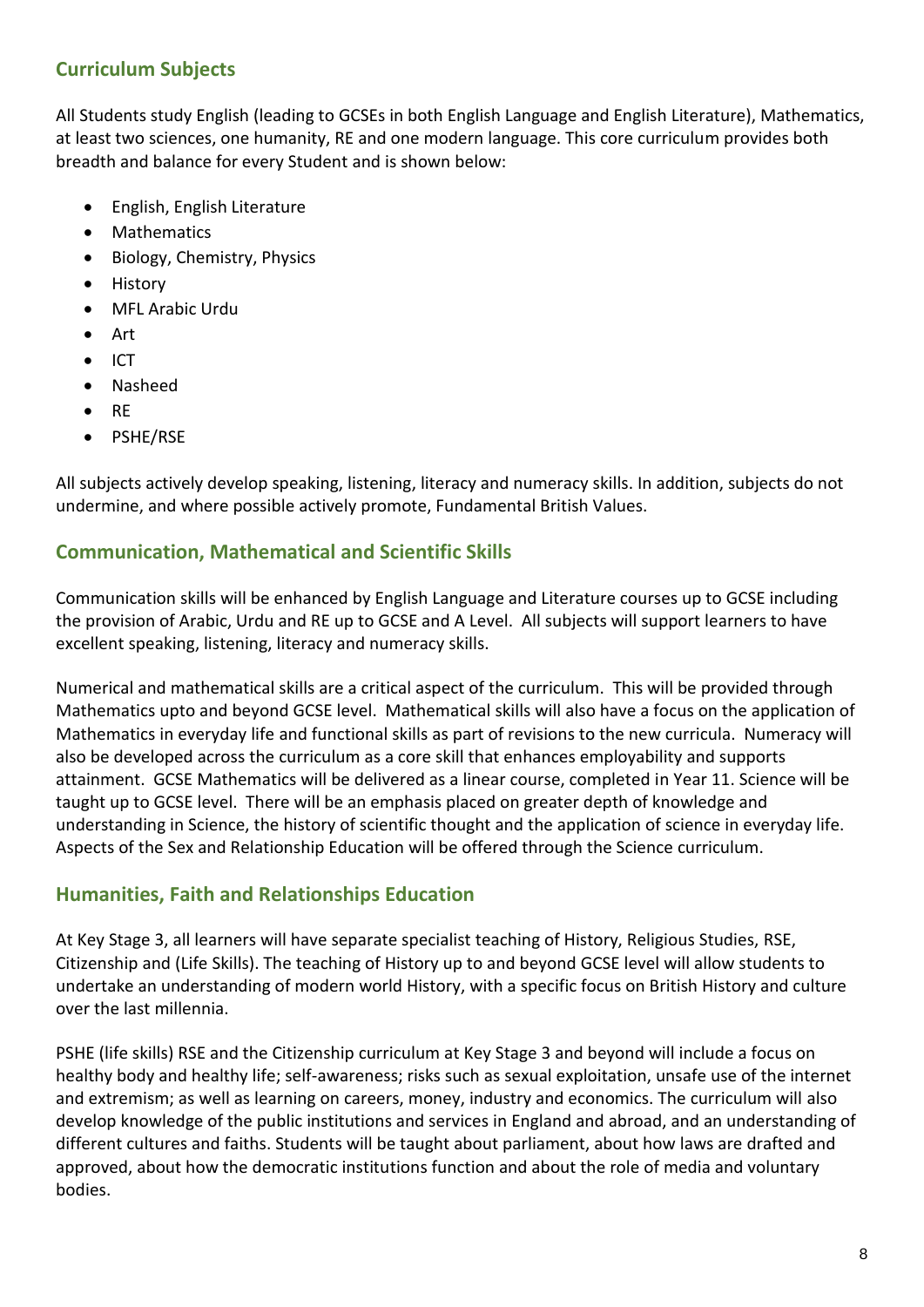## Curriculum Subjects

All Students study English (leading to GCSEs in both English Language and English Literature), Mathematics, at least two sciences, one humanity, RE and one modern language. This core curriculum provides both breadth and balance for every Student and is shown below:

- English, English Literature
- Mathematics
- Biology, Chemistry, Physics
- History
- MFL Arabic Urdu
- Art
- ICT
- Nasheed
- RE
- PSHE/RSE

All subjects actively develop speaking, listening, literacy and numeracy skills. In addition, subjects do not undermine, and where possible actively promote, Fundamental British Values.

## Communication, Mathematical and Scientific Skills

Communication skills will be enhanced by English Language and Literature courses up to GCSE including the provision of Arabic, Urdu and RE up to GCSE and A Level. All subjects will support learners to have excellent speaking, listening, literacy and numeracy skills.

Numerical and mathematical skills are a critical aspect of the curriculum. This will be provided through Mathematics upto and beyond GCSE level. Mathematical skills will also have a focus on the application of Mathematics in everyday life and functional skills as part of revisions to the new curricula. Numeracy will also be developed across the curriculum as a core skill that enhances employability and supports attainment. GCSE Mathematics will be delivered as a linear course, completed in Year 11. Science will be taught up to GCSE level. There will be an emphasis placed on greater depth of knowledge and understanding in Science, the history of scientific thought and the application of science in everyday life. Aspects of the Sex and Relationship Education will be offered through the Science curriculum.

## Humanities, Faith and Relationships Education

At Key Stage 3, all learners will have separate specialist teaching of History, Religious Studies, RSE, Citizenship and (Life Skills). The teaching of History up to and beyond GCSE level will allow students to undertake an understanding of modern world History, with a specific focus on British History and culture over the last millennia.

PSHE (life skills) RSE and the Citizenship curriculum at Key Stage 3 and beyond will include a focus on healthy body and healthy life; self-awareness; risks such as sexual exploitation, unsafe use of the internet and extremism; as well as learning on careers, money, industry and economics. The curriculum will also develop knowledge of the public institutions and services in England and abroad, and an understanding of different cultures and faiths. Students will be taught about parliament, about how laws are drafted and approved, about how the democratic institutions function and about the role of media and voluntary bodies.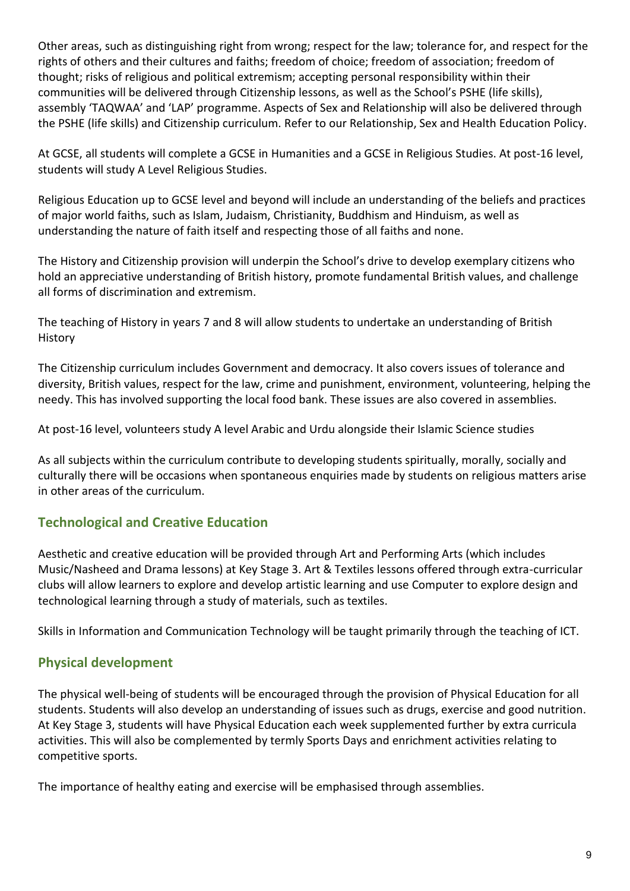Other areas, such as distinguishing right from wrong; respect for the law; tolerance for, and respect for the rights of others and their cultures and faiths; freedom of choice; freedom of association; freedom of thought; risks of religious and political extremism; accepting personal responsibility within their communities will be delivered through Citizenship lessons, as well as the School's PSHE (life skills), assembly 'TAQWAA' and 'LAP' programme. Aspects of Sex and Relationship will also be delivered through the PSHE (life skills) and Citizenship curriculum. Refer to our Relationship, Sex and Health Education Policy.

At GCSE, all students will complete a GCSE in Humanities and a GCSE in Religious Studies. At post-16 level, students will study A Level Religious Studies.

Religious Education up to GCSE level and beyond will include an understanding of the beliefs and practices of major world faiths, such as Islam, Judaism, Christianity, Buddhism and Hinduism, as well as understanding the nature of faith itself and respecting those of all faiths and none.

The History and Citizenship provision will underpin the School's drive to develop exemplary citizens who hold an appreciative understanding of British history, promote fundamental British values, and challenge all forms of discrimination and extremism.

The teaching of History in years 7 and 8 will allow students to undertake an understanding of British History

The Citizenship curriculum includes Government and democracy. It also covers issues of tolerance and diversity, British values, respect for the law, crime and punishment, environment, volunteering, helping the needy. This has involved supporting the local food bank. These issues are also covered in assemblies.

At post-16 level, volunteers study A level Arabic and Urdu alongside their Islamic Science studies

As all subjects within the curriculum contribute to developing students spiritually, morally, socially and culturally there will be occasions when spontaneous enquiries made by students on religious matters arise in other areas of the curriculum.

## Technological and Creative Education

Aesthetic and creative education will be provided through Art and Performing Arts (which includes Music/Nasheed and Drama lessons) at Key Stage 3. Art & Textiles lessons offered through extra-curricular clubs will allow learners to explore and develop artistic learning and use Computer to explore design and technological learning through a study of materials, such as textiles.

Skills in Information and Communication Technology will be taught primarily through the teaching of ICT.

## Physical development

The physical well-being of students will be encouraged through the provision of Physical Education for all students. Students will also develop an understanding of issues such as drugs, exercise and good nutrition. At Key Stage 3, students will have Physical Education each week supplemented further by extra curricula activities. This will also be complemented by termly Sports Days and enrichment activities relating to competitive sports.

The importance of healthy eating and exercise will be emphasised through assemblies.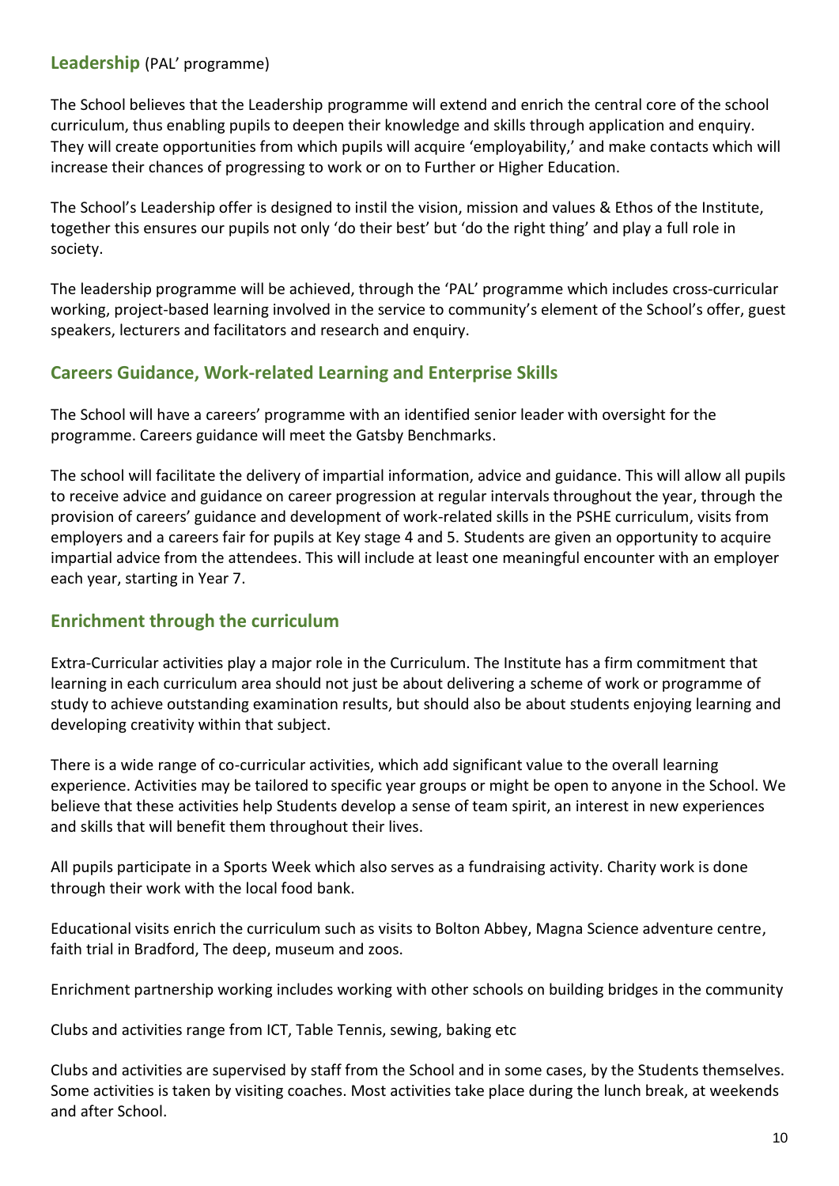## Leadership (PAL' programme)

The School believes that the Leadership programme will extend and enrich the central core of the school curriculum, thus enabling pupils to deepen their knowledge and skills through application and enquiry. They will create opportunities from which pupils will acquire 'employability,' and make contacts which will increase their chances of progressing to work or on to Further or Higher Education.

The School's Leadership offer is designed to instil the vision, mission and values & Ethos of the Institute, together this ensures our pupils not only 'do their best' but 'do the right thing' and play a full role in society.

The leadership programme will be achieved, through the 'PAL' programme which includes cross-curricular working, project-based learning involved in the service to community's element of the School's offer, guest speakers, lecturers and facilitators and research and enquiry.

## Careers Guidance, Work-related Learning and Enterprise Skills

The School will have a careers' programme with an identified senior leader with oversight for the programme. Careers guidance will meet the Gatsby Benchmarks.

The school will facilitate the delivery of impartial information, advice and guidance. This will allow all pupils to receive advice and guidance on career progression at regular intervals throughout the year, through the provision of careers' guidance and development of work-related skills in the PSHE curriculum, visits from employers and a careers fair for pupils at Key stage 4 and 5. Students are given an opportunity to acquire impartial advice from the attendees. This will include at least one meaningful encounter with an employer each year, starting in Year 7.

## Enrichment through the curriculum

Extra-Curricular activities play a major role in the Curriculum. The Institute has a firm commitment that learning in each curriculum area should not just be about delivering a scheme of work or programme of study to achieve outstanding examination results, but should also be about students enjoying learning and developing creativity within that subject.

There is a wide range of co-curricular activities, which add significant value to the overall learning experience. Activities may be tailored to specific year groups or might be open to anyone in the School. We believe that these activities help Students develop a sense of team spirit, an interest in new experiences and skills that will benefit them throughout their lives.

All pupils participate in a Sports Week which also serves as a fundraising activity. Charity work is done through their work with the local food bank.

Educational visits enrich the curriculum such as visits to Bolton Abbey, Magna Science adventure centre, faith trial in Bradford, The deep, museum and zoos.

Enrichment partnership working includes working with other schools on building bridges in the community

Clubs and activities range from ICT, Table Tennis, sewing, baking etc

Clubs and activities are supervised by staff from the School and in some cases, by the Students themselves. Some activities is taken by visiting coaches. Most activities take place during the lunch break, at weekends and after School.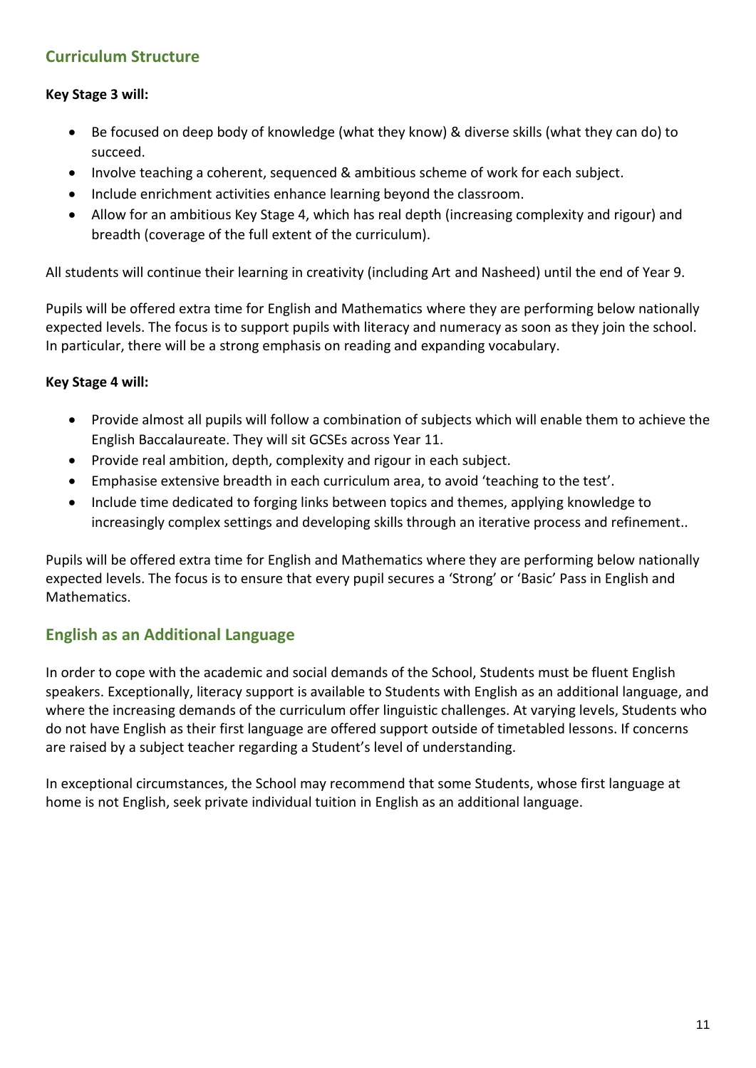## Curriculum Structure

**Key Stage 3 will:**

- Be focused on deep body of knowledge (what they know) & diverse skills (what they can do) to succeed.
- Involve teaching a coherent, sequenced & ambitious scheme of work for each subject.
- Include enrichment activities enhance learning beyond the classroom.
- Allow for an ambitious Key Stage 4, which has real depth (increasing complexity and rigour) and breadth (coverage of the full extent of the curriculum).

All students will continue their learning in creativity (including Art and Nasheed) until the end of Year 9.

Pupils will be offered extra time for English and Mathematics where they are performing below nationally expected levels. The focus is to support pupils with literacy and numeracy as soon as they join the school. In particular, there will be a strong emphasis on reading and expanding vocabulary.

**Key Stage 4 will:**

- Provide almost all pupils will follow a combination of subjects which will enable them to achieve the English Baccalaureate. They will sit GCSEs across Year 11.
- Provide real ambition, depth, complexity and rigour in each subject.
- Emphasise extensive breadth in each curriculum area, to avoid 'teaching to the test'.
- Include time dedicated to forging links between topics and themes, applying knowledge to increasingly complex settings and developing skills through an iterative process and refinement..

Pupils will be offered extra time for English and Mathematics where they are performing below nationally expected levels. The focus is to ensure that every pupil secures a 'Strong' or 'Basic' Pass in English and Mathematics.

## English as an Additional Language

In order to cope with the academic and social demands of the School, Students must be fluent English speakers. Exceptionally, literacy support is available to Students with English as an additional language, and where the increasing demands of the curriculum offer linguistic challenges. At varying levels, Students who do not have English as their first language are offered support outside of timetabled lessons. If concerns are raised by a subject teacher regarding a Student's level of understanding.

In exceptional circumstances, the School may recommend that some Students, whose first language at home is not English, seek private individual tuition in English as an additional language.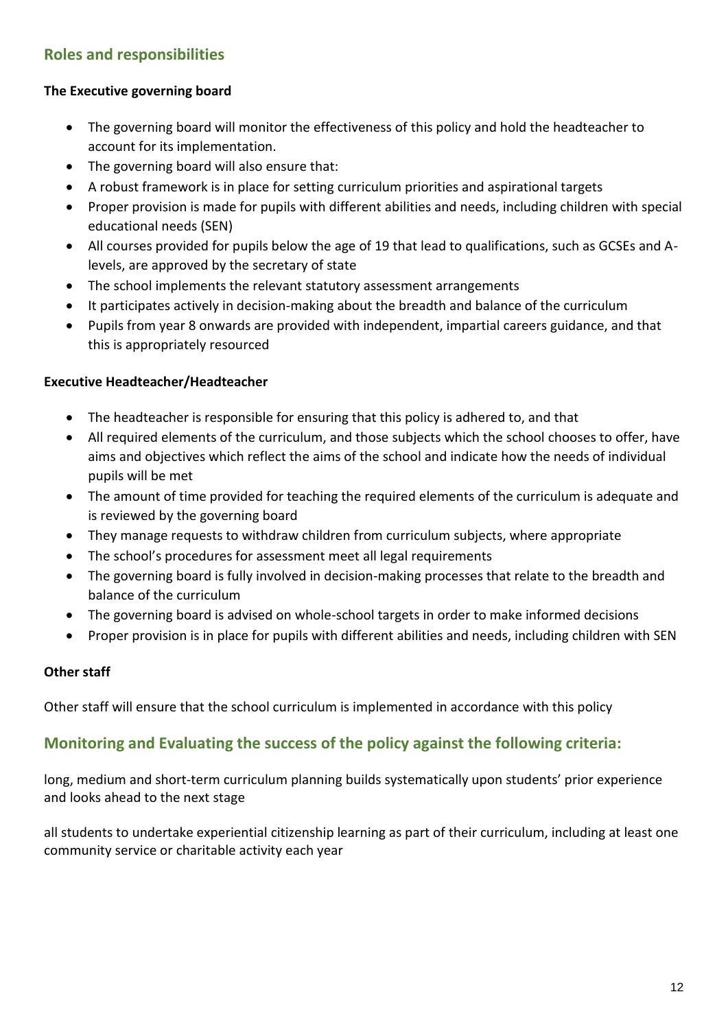## Roles and responsibilities

**The Executive governing board**

- The governing board will monitor the effectiveness of this policy and hold the headteacher to account for its implementation.
- The governing board will also ensure that:
- A robust framework is in place for setting curriculum priorities and aspirational targets
- Proper provision is made for pupils with different abilities and needs, including children with special educational needs (SEN)
- All courses provided for pupils below the age of 19 that lead to qualifications, such as GCSEs and A-levels, are approved by the secretary of state
- The school implements the relevant statutory assessment arrangements
- It participates actively in decision-making about the breadth and balance of the curriculum
- Pupils from year 8 onwards are provided with independent, impartial careers guidance, and that this is appropriately resourced

**Executive Headteacher/Headteacher**

- The headteacher is responsible for ensuring that this policy is adhered to, and that
- All required elements of the curriculum, and those subjects which the school chooses to offer, have aims and objectives which reflect the aims of the school and indicate how the needs of individual pupils will be met
- The amount of time provided for teaching the required elements of the curriculum is adequate and is reviewed by the governing board
- They manage requests to withdraw children from curriculum subjects, where appropriate
- The school's procedures for assessment meet all legal requirements
- The governing board is fully involved in decision-making processes that relate to the breadth and balance of the curriculum
- The governing board is advised on whole-school targets in order to make informed decisions
- Proper provision is in place for pupils with different abilities and needs, including children with SEN

**Other staff**

Other staff will ensure that the school curriculum is implemented in accordance with this policy

## Monitoring and Evaluating the success of the policy against the following criteria:

long, medium and short-term curriculum planning builds systematically upon students' prior experience and looks ahead to the next stage

all students to undertake experiential citizenship learning as part of their curriculum, including at least one community service or charitable activity each year